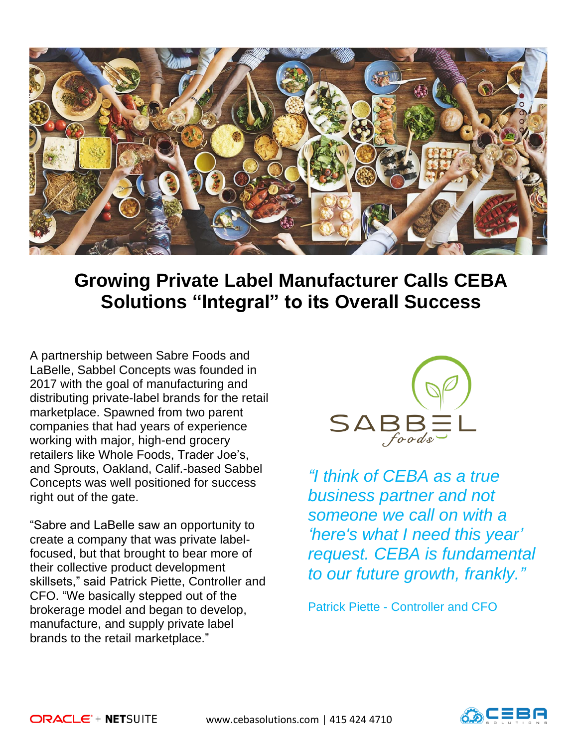# Growing Private Label Manufacturer Calls CEBA Solutions "Integral" to its Overall Success

A partnership between Sabre Foods and LaBelle, Sabbel Concepts was founded in 2017 with the goal of manufacturing and distributing private-label brands for the retail marketplace. Spawned from two parent companies that had years of experience working with major, high-end grocery retailers like Whole Foods, Trader Joe's, and Sprouts, Oakland, Calif.-based Sabbel Concepts was well positioned for success right out of the gate.

"Sabre and LaBelle saw an opportunity to create a company that was private label-focused, but that brought to bear more of their collective product development skillsets," said Patrick Piette, Controller and CFO. "We basically stepped out of the brokerage model and began to develop, manufacture, and supply private label brands to the retail marketplace."

SABBEL *foods*

*"I think of CEBA as a true business partner and not someone we call on with a 'here's what I need this year' request. CEBA is fundamental to our future growth, frankly."*

Patrick Piette - Controller and CFO

ORACLE + NETSUITE www.cebasolutions.com | 415 424 4710 CEBA SOLUTIONS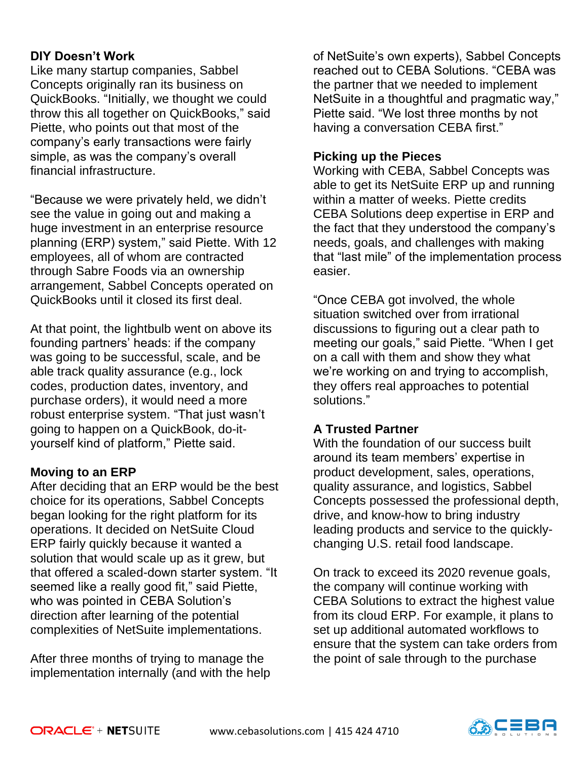### DIY Doesn't Work

Like many startup companies, Sabbel Concepts originally ran its business on QuickBooks. "Initially, we thought we could throw this all together on QuickBooks," said Piette, who points out that most of the company's early transactions were fairly simple, as was the company's overall financial infrastructure.

"Because we were privately held, we didn't see the value in going out and making a huge investment in an enterprise resource planning (ERP) system," said Piette. With 12 employees, all of whom are contracted through Sabre Foods via an ownership arrangement, Sabbel Concepts operated on QuickBooks until it closed its first deal.

At that point, the lightbulb went on above its founding partners' heads: if the company was going to be successful, scale, and be able track quality assurance (e.g., lock codes, production dates, inventory, and purchase orders), it would need a more robust enterprise system. "That just wasn't going to happen on a QuickBook, do-it-yourself kind of platform," Piette said.

### Moving to an ERP

After deciding that an ERP would be the best choice for its operations, Sabbel Concepts began looking for the right platform for its operations. It decided on NetSuite Cloud ERP fairly quickly because it wanted a solution that would scale up as it grew, but that offered a scaled-down starter system. "It seemed like a really good fit," said Piette, who was pointed in CEBA Solution's direction after learning of the potential complexities of NetSuite implementations.

After three months of trying to manage the implementation internally (and with the help of NetSuite's own experts), Sabbel Concepts reached out to CEBA Solutions. "CEBA was the partner that we needed to implement NetSuite in a thoughtful and pragmatic way," Piette said. "We lost three months by not having a conversation CEBA first."

### Picking up the Pieces

Working with CEBA, Sabbel Concepts was able to get its NetSuite ERP up and running within a matter of weeks. Piette credits CEBA Solutions deep expertise in ERP and the fact that they understood the company's needs, goals, and challenges with making that "last mile" of the implementation process easier.

"Once CEBA got involved, the whole situation switched over from irrational discussions to figuring out a clear path to meeting our goals," said Piette. "When I get on a call with them and show they what we're working on and trying to accomplish, they offers real approaches to potential solutions."

### A Trusted Partner

With the foundation of our success built around its team members' expertise in product development, sales, operations, quality assurance, and logistics, Sabbel Concepts possessed the professional depth, drive, and know-how to bring industry leading products and service to the quickly-changing U.S. retail food landscape.

On track to exceed its 2020 revenue goals, the company will continue working with CEBA Solutions to extract the highest value from its cloud ERP. For example, it plans to set up additional automated workflows to ensure that the system can take orders from the point of sale through to the purchase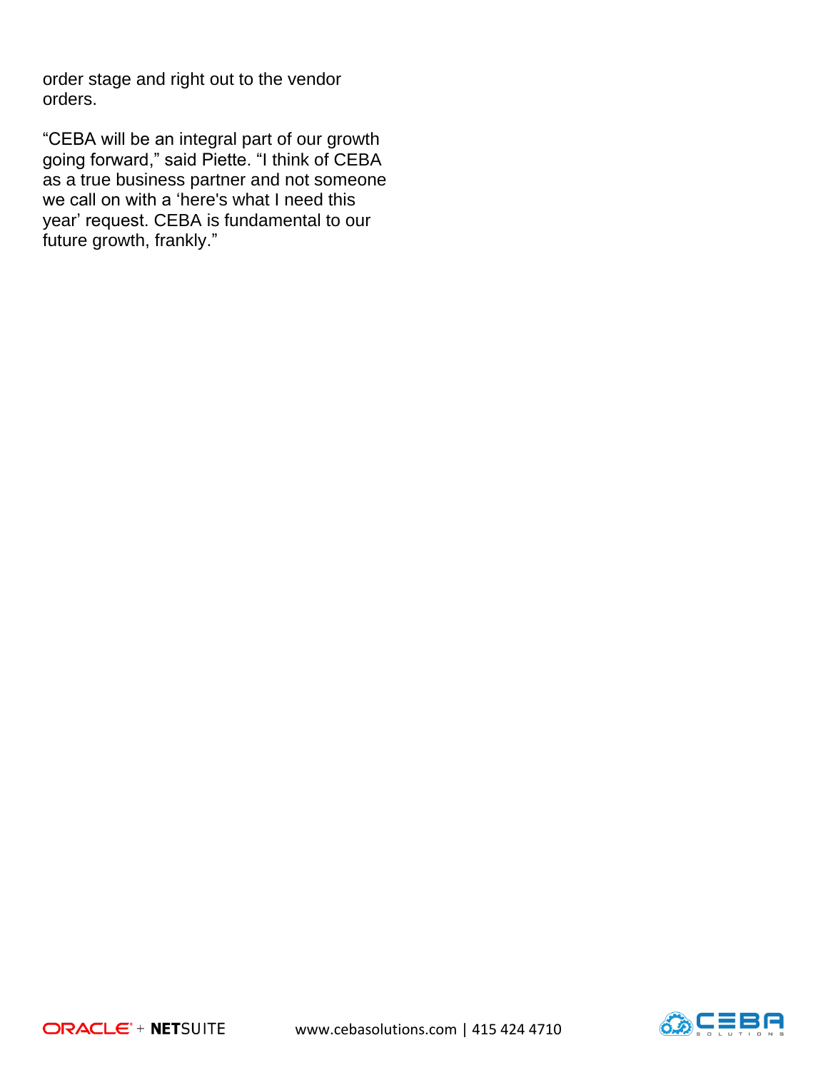order stage and right out to the vendor orders.

“CEBA will be an integral part of our growth going forward,” said Piette. “I think of CEBA as a true business partner and not someone we call on with a ‘here's what I need this year’ request. CEBA is fundamental to our future growth, frankly.”